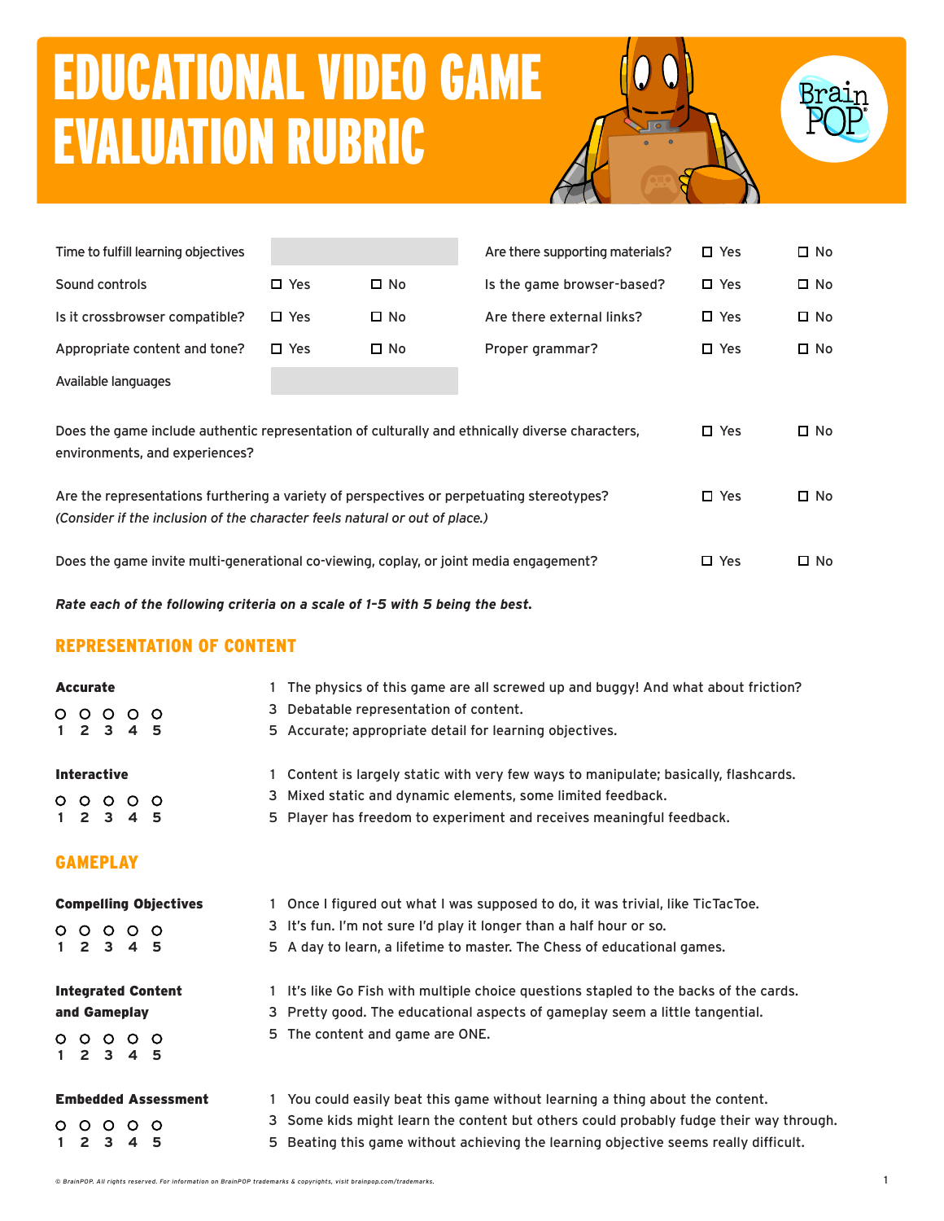# EDUCATIONAL VIDEO GAME EVALUATION RUBRIC

| | | | | | |
|---|---|---|---|---|---|
| Time to fulfill learning objectives | | | Are there supporting materials? | ☐ Yes | ☐ No |
| Sound controls | ☐ Yes | ☐ No | Is the game browser-based? | ☐ Yes | ☐ No |
| Is it crossbrowser compatible? | ☐ Yes | ☐ No | Are there external links? | ☐ Yes | ☐ No |
| Appropriate content and tone? | ☐ Yes | ☐ No | Proper grammar? | ☐ Yes | ☐ No |
| Available languages | | | | | |

| | | |
|---|---|---|
| Does the game include authentic representation of culturally and ethnically diverse characters, environments, and experiences? | ☐ Yes | ☐ No |
| Are the representations furthering a variety of perspectives or perpetuating stereotypes? *(Consider if the inclusion of the character feels natural or out of place.)* | ☐ Yes | ☐ No |
| Does the game invite multi-generational co-viewing, coplay, or joint media engagement? | ☐ Yes | ☐ No |

***Rate each of the following criteria on a scale of 1–5 with 5 being the best.***

## REPRESENTATION OF CONTENT

**Accurate**

○ 1 ○ 2 ○ 3 ○ 4 ○ 5

1 The physics of this game are all screwed up and buggy! And what about friction?
3 Debatable representation of content.
5 Accurate; appropriate detail for learning objectives.

**Interactive**

○ 1 ○ 2 ○ 3 ○ 4 ○ 5

1 Content is largely static with very few ways to manipulate; basically, flashcards.
3 Mixed static and dynamic elements, some limited feedback.
5 Player has freedom to experiment and receives meaningful feedback.

## GAMEPLAY

**Compelling Objectives**

○ 1 ○ 2 ○ 3 ○ 4 ○ 5

1 Once I figured out what I was supposed to do, it was trivial, like TicTacToe.
3 It's fun. I'm not sure I'd play it longer than a half hour or so.
5 A day to learn, a lifetime to master. The Chess of educational games.

**Integrated Content and Gameplay**

○ 1 ○ 2 ○ 3 ○ 4 ○ 5

1 It's like Go Fish with multiple choice questions stapled to the backs of the cards.
3 Pretty good. The educational aspects of gameplay seem a little tangential.
5 The content and game are ONE.

**Embedded Assessment**

○ 1 ○ 2 ○ 3 ○ 4 ○ 5

1 You could easily beat this game without learning a thing about the content.
3 Some kids might learn the content but others could probably fudge their way through.
5 Beating this game without achieving the learning objective seems really difficult.

*© BrainPOP. All rights reserved. For information on BrainPOP trademarks & copyrights, visit brainpop.com/trademarks.*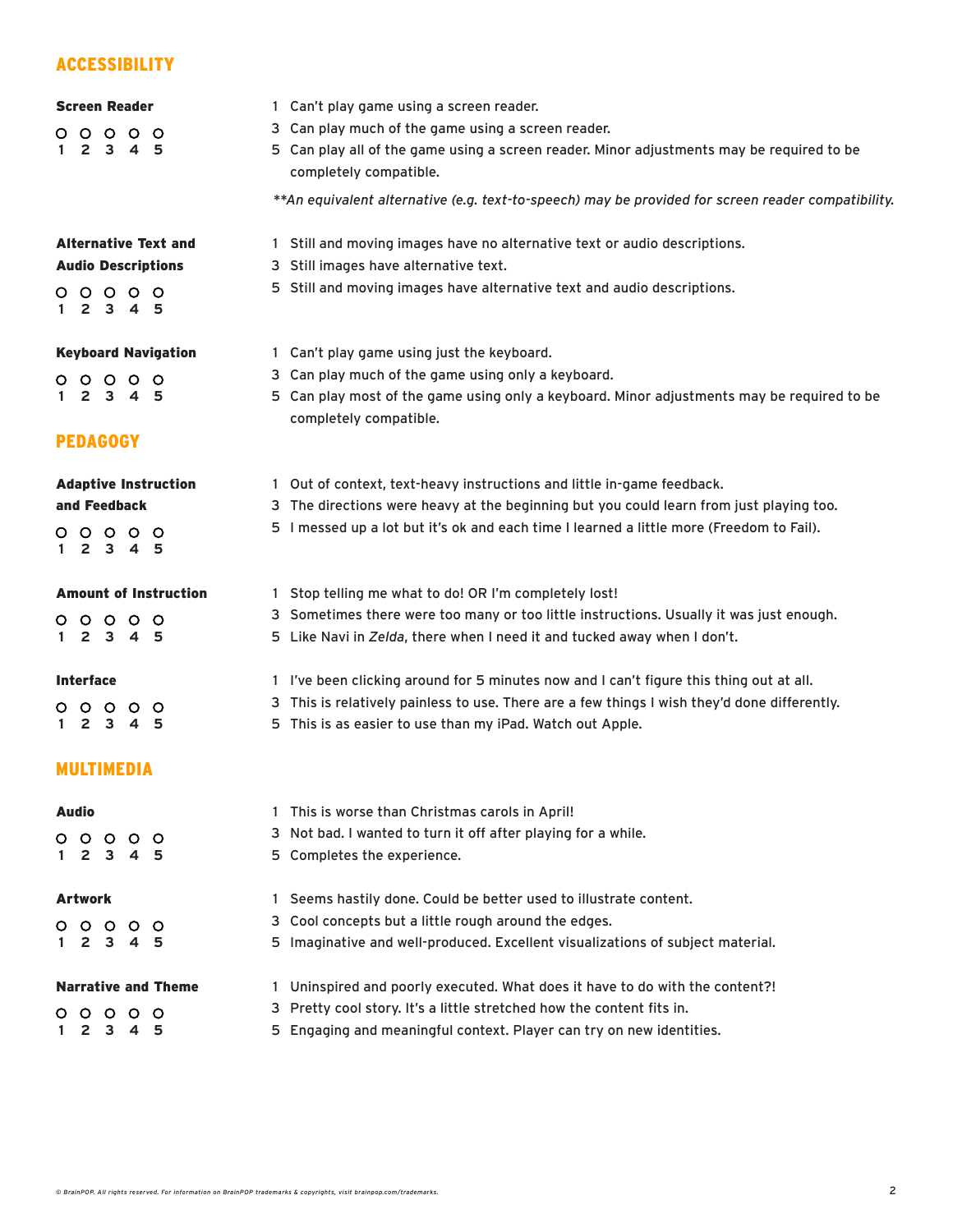## ACCESSIBILITY

**Screen Reader**

○ ○ ○ ○ ○
1 2 3 4 5

1 Can't play game using a screen reader.
3 Can play much of the game using a screen reader.
5 Can play all of the game using a screen reader. Minor adjustments may be required to be completely compatible.

*\*\*An equivalent alternative (e.g. text-to-speech) may be provided for screen reader compatibility.*

**Alternative Text and Audio Descriptions**

○ ○ ○ ○ ○
1 2 3 4 5

1 Still and moving images have no alternative text or audio descriptions.
3 Still images have alternative text.
5 Still and moving images have alternative text and audio descriptions.

**Keyboard Navigation**

○ ○ ○ ○ ○
1 2 3 4 5

1 Can't play game using just the keyboard.
3 Can play much of the game using only a keyboard.
5 Can play most of the game using only a keyboard. Minor adjustments may be required to be completely compatible.

## PEDAGOGY

**Adaptive Instruction and Feedback**

○ ○ ○ ○ ○
1 2 3 4 5

1 Out of context, text-heavy instructions and little in-game feedback.
3 The directions were heavy at the beginning but you could learn from just playing too.
5 I messed up a lot but it's ok and each time I learned a little more (Freedom to Fail).

**Amount of Instruction**

○ ○ ○ ○ ○
1 2 3 4 5

1 Stop telling me what to do! OR I'm completely lost!
3 Sometimes there were too many or too little instructions. Usually it was just enough.
5 Like Navi in *Zelda*, there when I need it and tucked away when I don't.

**Interface**

○ ○ ○ ○ ○
1 2 3 4 5

1 I've been clicking around for 5 minutes now and I can't figure this thing out at all.
3 This is relatively painless to use. There are a few things I wish they'd done differently.
5 This is as easier to use than my iPad. Watch out Apple.

## MULTIMEDIA

**Audio**

○ ○ ○ ○ ○
1 2 3 4 5

1 This is worse than Christmas carols in April!
3 Not bad. I wanted to turn it off after playing for a while.
5 Completes the experience.

**Artwork**

○ ○ ○ ○ ○
1 2 3 4 5

1 Seems hastily done. Could be better used to illustrate content.
3 Cool concepts but a little rough around the edges.
5 Imaginative and well-produced. Excellent visualizations of subject material.

**Narrative and Theme**

○ ○ ○ ○ ○
1 2 3 4 5

1 Uninspired and poorly executed. What does it have to do with the content?!
3 Pretty cool story. It's a little stretched how the content fits in.
5 Engaging and meaningful context. Player can try on new identities.

© BrainPOP. All rights reserved. For information on BrainPOP trademarks & copyrights, visit brainpop.com/trademarks.